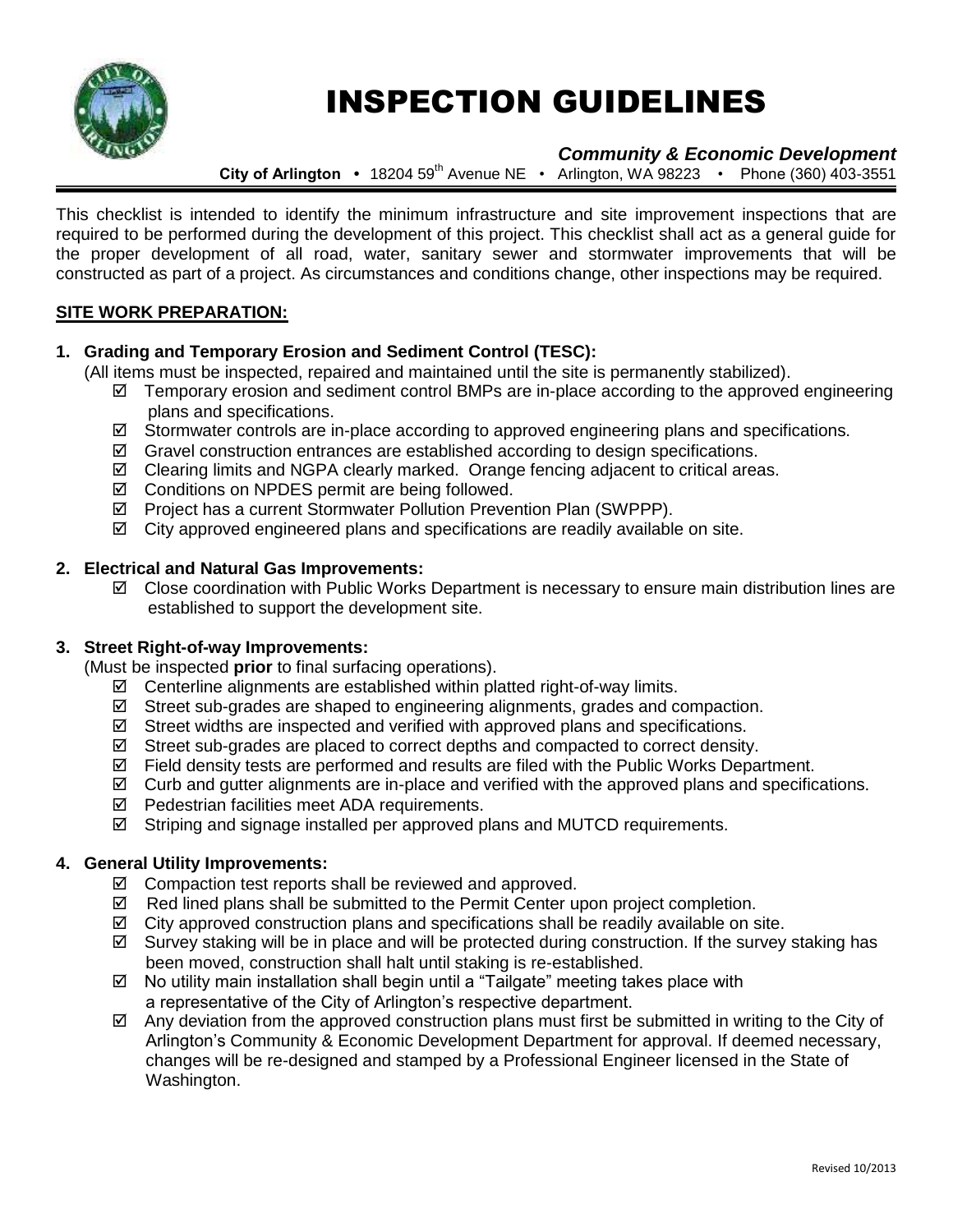# INSPECTION GUIDELINES

***Community & Economic Development***

**City of Arlington** • 18204 59$^{th}$ Avenue NE • Arlington, WA 98223 • Phone (360) 403-3551

This checklist is intended to identify the minimum infrastructure and site improvement inspections that are required to be performed during the development of this project. This checklist shall act as a general guide for the proper development of all road, water, sanitary sewer and stormwater improvements that will be constructed as part of a project. As circumstances and conditions change, other inspections may be required.

## SITE WORK PREPARATION:

### 1. Grading and Temporary Erosion and Sediment Control (TESC):

(All items must be inspected, repaired and maintained until the site is permanently stabilized).

- ☑ Temporary erosion and sediment control BMPs are in-place according to the approved engineering plans and specifications.
- ☑ Stormwater controls are in-place according to approved engineering plans and specifications.
- ☑ Gravel construction entrances are established according to design specifications.
- ☑ Clearing limits and NGPA clearly marked. Orange fencing adjacent to critical areas.
- ☑ Conditions on NPDES permit are being followed.
- ☑ Project has a current Stormwater Pollution Prevention Plan (SWPPP).
- ☑ City approved engineered plans and specifications are readily available on site.

### 2. Electrical and Natural Gas Improvements:

- ☑ Close coordination with Public Works Department is necessary to ensure main distribution lines are established to support the development site.

### 3. Street Right-of-way Improvements:

(Must be inspected **prior** to final surfacing operations).

- ☑ Centerline alignments are established within platted right-of-way limits.
- ☑ Street sub-grades are shaped to engineering alignments, grades and compaction.
- ☑ Street widths are inspected and verified with approved plans and specifications.
- ☑ Street sub-grades are placed to correct depths and compacted to correct density.
- ☑ Field density tests are performed and results are filed with the Public Works Department.
- ☑ Curb and gutter alignments are in-place and verified with the approved plans and specifications.
- ☑ Pedestrian facilities meet ADA requirements.
- ☑ Striping and signage installed per approved plans and MUTCD requirements.

### 4. General Utility Improvements:

- ☑ Compaction test reports shall be reviewed and approved.
- ☑ Red lined plans shall be submitted to the Permit Center upon project completion.
- ☑ City approved construction plans and specifications shall be readily available on site.
- ☑ Survey staking will be in place and will be protected during construction. If the survey staking has been moved, construction shall halt until staking is re-established.
- ☑ No utility main installation shall begin until a "Tailgate" meeting takes place with a representative of the City of Arlington's respective department.
- ☑ Any deviation from the approved construction plans must first be submitted in writing to the City of Arlington's Community & Economic Development Department for approval. If deemed necessary, changes will be re-designed and stamped by a Professional Engineer licensed in the State of Washington.

Revised 10/2013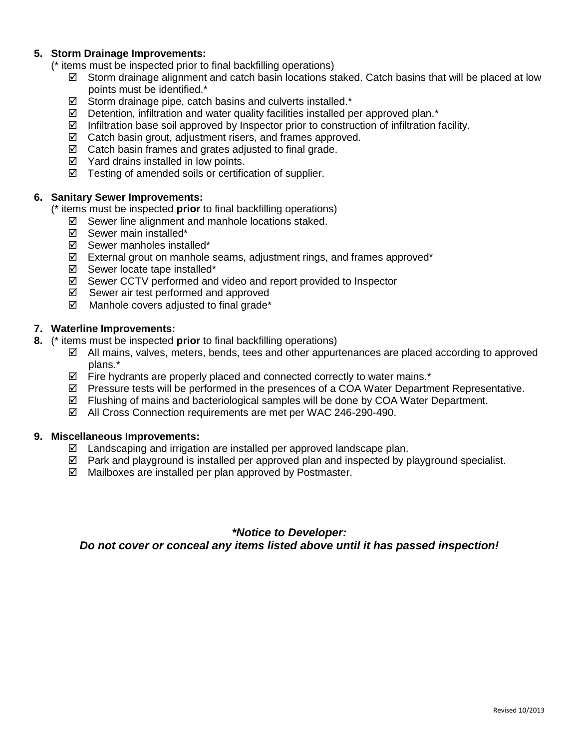5. **Storm Drainage Improvements:**

   (* items must be inspected prior to final backfilling operations)

   - ☑ Storm drainage alignment and catch basin locations staked. Catch basins that will be placed at low points must be identified.*
   - ☑ Storm drainage pipe, catch basins and culverts installed.*
   - ☑ Detention, infiltration and water quality facilities installed per approved plan.*
   - ☑ Infiltration base soil approved by Inspector prior to construction of infiltration facility.
   - ☑ Catch basin grout, adjustment risers, and frames approved.
   - ☑ Catch basin frames and grates adjusted to final grade.
   - ☑ Yard drains installed in low points.
   - ☑ Testing of amended soils or certification of supplier.

6. **Sanitary Sewer Improvements:**

   (* items must be inspected **prior** to final backfilling operations)

   - ☑ Sewer line alignment and manhole locations staked.
   - ☑ Sewer main installed*
   - ☑ Sewer manholes installed*
   - ☑ External grout on manhole seams, adjustment rings, and frames approved*
   - ☑ Sewer locate tape installed*
   - ☑ Sewer CCTV performed and video and report provided to Inspector
   - ☑ Sewer air test performed and approved
   - ☑ Manhole covers adjusted to final grade*

7. **Waterline Improvements:**
8. (* items must be inspected **prior** to final backfilling operations)

   - ☑ All mains, valves, meters, bends, tees and other appurtenances are placed according to approved plans.*
   - ☑ Fire hydrants are properly placed and connected correctly to water mains.*
   - ☑ Pressure tests will be performed in the presences of a COA Water Department Representative.
   - ☑ Flushing of mains and bacteriological samples will be done by COA Water Department.
   - ☑ All Cross Connection requirements are met per WAC 246-290-490.

9. **Miscellaneous Improvements:**

   - ☑ Landscaping and irrigation are installed per approved landscape plan.
   - ☑ Park and playground is installed per approved plan and inspected by playground specialist.
   - ☑ Mailboxes are installed per plan approved by Postmaster.

***Notice to Developer:***

***Do not cover or conceal any items listed above until it has passed inspection!***

Revised 10/2013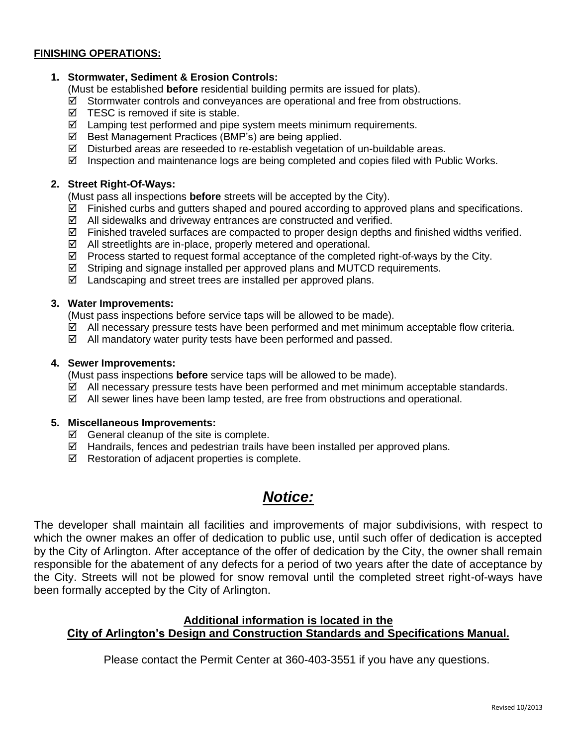**FINISHING OPERATIONS:**

1. **Stormwater, Sediment & Erosion Controls:**
   (Must be established **before** residential building permits are issued for plats).
   - ☑ Stormwater controls and conveyances are operational and free from obstructions.
   - ☑ TESC is removed if site is stable.
   - ☑ Lamping test performed and pipe system meets minimum requirements.
   - ☑ Best Management Practices (BMP's) are being applied.
   - ☑ Disturbed areas are reseeded to re-establish vegetation of un-buildable areas.
   - ☑ Inspection and maintenance logs are being completed and copies filed with Public Works.

2. **Street Right-Of-Ways:**
   (Must pass all inspections **before** streets will be accepted by the City).
   - ☑ Finished curbs and gutters shaped and poured according to approved plans and specifications.
   - ☑ All sidewalks and driveway entrances are constructed and verified.
   - ☑ Finished traveled surfaces are compacted to proper design depths and finished widths verified.
   - ☑ All streetlights are in-place, properly metered and operational.
   - ☑ Process started to request formal acceptance of the completed right-of-ways by the City.
   - ☑ Striping and signage installed per approved plans and MUTCD requirements.
   - ☑ Landscaping and street trees are installed per approved plans.

3. **Water Improvements:**
   (Must pass inspections before service taps will be allowed to be made).
   - ☑ All necessary pressure tests have been performed and met minimum acceptable flow criteria.
   - ☑ All mandatory water purity tests have been performed and passed.

4. **Sewer Improvements:**
   (Must pass inspections **before** service taps will be allowed to be made).
   - ☑ All necessary pressure tests have been performed and met minimum acceptable standards.
   - ☑ All sewer lines have been lamp tested, are free from obstructions and operational.

5. **Miscellaneous Improvements:**
   - ☑ General cleanup of the site is complete.
   - ☑ Handrails, fences and pedestrian trails have been installed per approved plans.
   - ☑ Restoration of adjacent properties is complete.

# ***Notice:***

The developer shall maintain all facilities and improvements of major subdivisions, with respect to which the owner makes an offer of dedication to public use, until such offer of dedication is accepted by the City of Arlington. After acceptance of the offer of dedication by the City, the owner shall remain responsible for the abatement of any defects for a period of two years after the date of acceptance by the City. Streets will not be plowed for snow removal until the completed street right-of-ways have been formally accepted by the City of Arlington.

**Additional information is located in the**
**City of Arlington's Design and Construction Standards and Specifications Manual.**

Please contact the Permit Center at 360-403-3551 if you have any questions.

Revised 10/2013